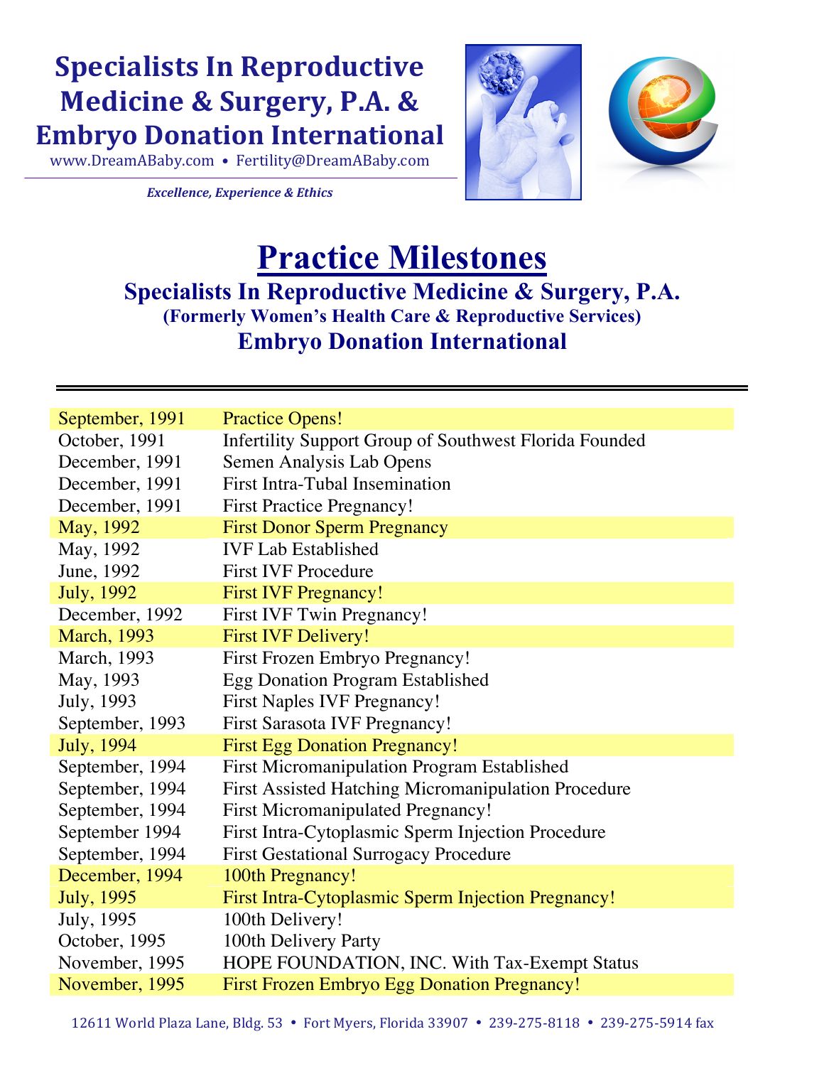# Specialists In Reproductive Medicine & Surgery, P.A. & Embryo Donation International

www.DreamABaby.com • Fertility@DreamABaby.com

*Excellence, Experience & Ethics*

# Practice Milestones

## Specialists In Reproductive Medicine & Surgery, P.A.

### (Formerly Women's Health Care & Reproductive Services)

## Embryo Donation International

| | |
|---|---|
| September, 1991 | Practice Opens! |
| October, 1991 | Infertility Support Group of Southwest Florida Founded |
| December, 1991 | Semen Analysis Lab Opens |
| December, 1991 | First Intra-Tubal Insemination |
| December, 1991 | First Practice Pregnancy! |
| May, 1992 | First Donor Sperm Pregnancy |
| May, 1992 | IVF Lab Established |
| June, 1992 | First IVF Procedure |
| July, 1992 | First IVF Pregnancy! |
| December, 1992 | First IVF Twin Pregnancy! |
| March, 1993 | First IVF Delivery! |
| March, 1993 | First Frozen Embryo Pregnancy! |
| May, 1993 | Egg Donation Program Established |
| July, 1993 | First Naples IVF Pregnancy! |
| September, 1993 | First Sarasota IVF Pregnancy! |
| July, 1994 | First Egg Donation Pregnancy! |
| September, 1994 | First Micromanipulation Program Established |
| September, 1994 | First Assisted Hatching Micromanipulation Procedure |
| September, 1994 | First Micromanipulated Pregnancy! |
| September 1994 | First Intra-Cytoplasmic Sperm Injection Procedure |
| September, 1994 | First Gestational Surrogacy Procedure |
| December, 1994 | 100th Pregnancy! |
| July, 1995 | First Intra-Cytoplasmic Sperm Injection Pregnancy! |
| July, 1995 | 100th Delivery! |
| October, 1995 | 100th Delivery Party |
| November, 1995 | HOPE FOUNDATION, INC. With Tax-Exempt Status |
| November, 1995 | First Frozen Embryo Egg Donation Pregnancy! |

12611 World Plaza Lane, Bldg. 53 • Fort Myers, Florida 33907 • 239-275-8118 • 239-275-5914 fax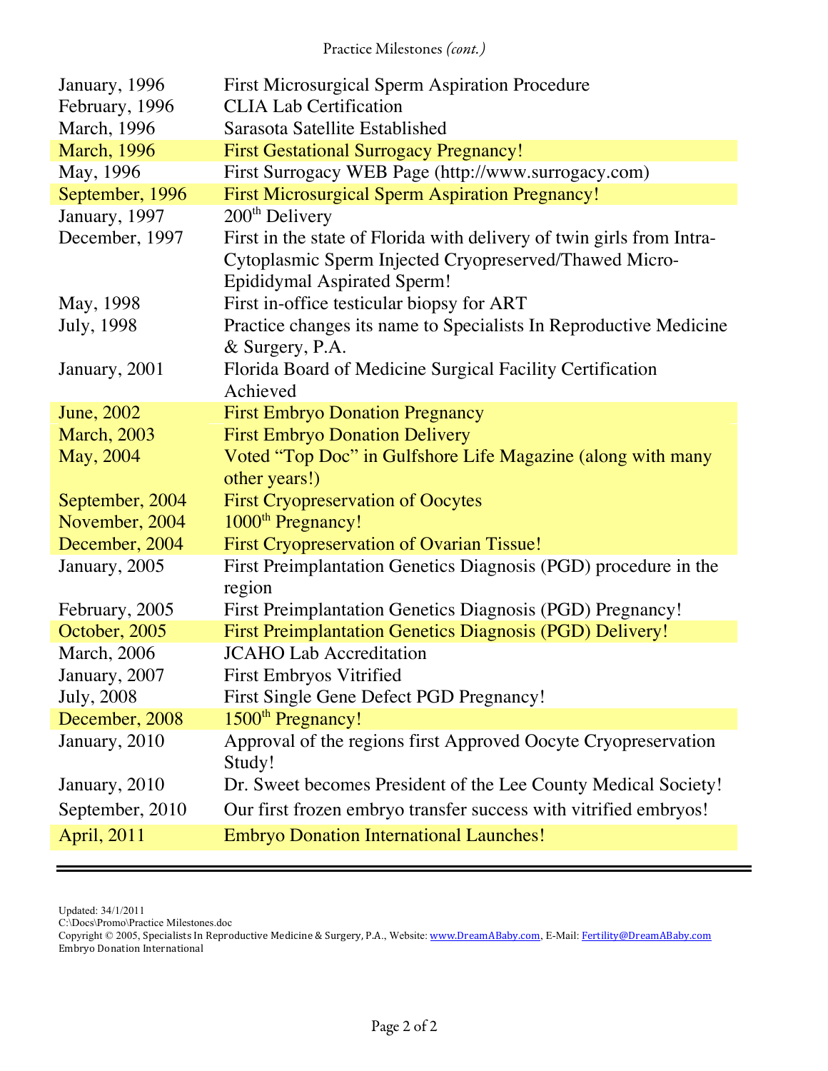Practice Milestones *(cont.)*

| | |
|---|---|
| January, 1996 | First Microsurgical Sperm Aspiration Procedure |
| February, 1996 | CLIA Lab Certification |
| March, 1996 | Sarasota Satellite Established |
| March, 1996 | First Gestational Surrogacy Pregnancy! |
| May, 1996 | First Surrogacy WEB Page (http://www.surrogacy.com) |
| September, 1996 | First Microsurgical Sperm Aspiration Pregnancy! |
| January, 1997 | 200th Delivery |
| December, 1997 | First in the state of Florida with delivery of twin girls from Intra-Cytoplasmic Sperm Injected Cryopreserved/Thawed Micro-Epididymal Aspirated Sperm! |
| May, 1998 | First in-office testicular biopsy for ART |
| July, 1998 | Practice changes its name to Specialists In Reproductive Medicine & Surgery, P.A. |
| January, 2001 | Florida Board of Medicine Surgical Facility Certification Achieved |
| June, 2002 | First Embryo Donation Pregnancy |
| March, 2003 | First Embryo Donation Delivery |
| May, 2004 | Voted "Top Doc" in Gulfshore Life Magazine (along with many other years!) |
| September, 2004 | First Cryopreservation of Oocytes |
| November, 2004 | 1000th Pregnancy! |
| December, 2004 | First Cryopreservation of Ovarian Tissue! |
| January, 2005 | First Preimplantation Genetics Diagnosis (PGD) procedure in the region |
| February, 2005 | First Preimplantation Genetics Diagnosis (PGD) Pregnancy! |
| October, 2005 | First Preimplantation Genetics Diagnosis (PGD) Delivery! |
| March, 2006 | JCAHO Lab Accreditation |
| January, 2007 | First Embryos Vitrified |
| July, 2008 | First Single Gene Defect PGD Pregnancy! |
| December, 2008 | 1500th Pregnancy! |
| January, 2010 | Approval of the regions first Approved Oocyte Cryopreservation Study! |
| January, 2010 | Dr. Sweet becomes President of the Lee County Medical Society! |
| September, 2010 | Our first frozen embryo transfer success with vitrified embryos! |
| April, 2011 | Embryo Donation International Launches! |

Updated: 34/1/2011
C:\Docs\Promo\Practice Milestones.doc
Copyright © 2005, Specialists In Reproductive Medicine & Surgery, P.A., Website: www.DreamABaby.com, E-Mail: Fertility@DreamABaby.com
Embryo Donation International